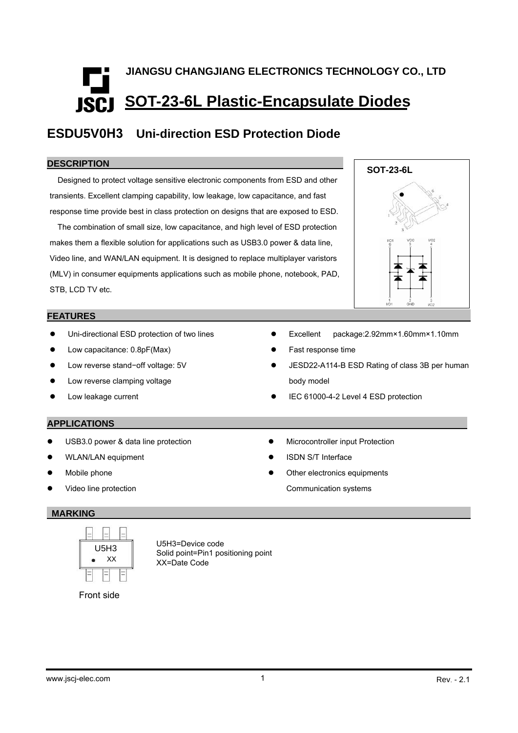JIANGSU CHANGJIANG ELECTRONICS TECHNOLOGY CO., LTD

# SOT-23-6L Plastic-Encapsulate Diodes

## ESDU5V0H3 Uni-direction ESD Protection Diode

### DESCRIPTION

Designed to protect voltage sensitive electronic components from ESD and other transients. Excellent clamping capability, low leakage, low capacitance, and fast response time provide best in class protection on designs that are exposed to ESD.

The combination of small size, low capacitance, and high level of ESD protection makes them a flexible solution for applications such as USB3.0 power & data line, Video line, and WAN/LAN equipment. It is designed to replace multiplayer varistors (MLV) in consumer equipments applications such as mobile phone, notebook, PAD, STB, LCD TV etc.

SOT-23-6L

### FEATURES

- Uni-directional ESD protection of two lines
- Low capacitance: 0.8pF(Max)
- Low reverse stand−off voltage: 5V
- Low reverse clamping voltage
- Low leakage current
- Excellent package:2.92mm×1.60mm×1.10mm
- Fast response time
- JESD22-A114-B ESD Rating of class 3B per human body model
- IEC 61000-4-2 Level 4 ESD protection

### APPLICATIONS

- USB3.0 power & data line protection
- WLAN/LAN equipment
- Mobile phone
- Video line protection
- Microcontroller input Protection
- ISDN S/T Interface
- Other electronics equipments Communication systems

### MARKING

U5H3
XX

Front side

U5H3=Device code
Solid point=Pin1 positioning point
XX=Date Code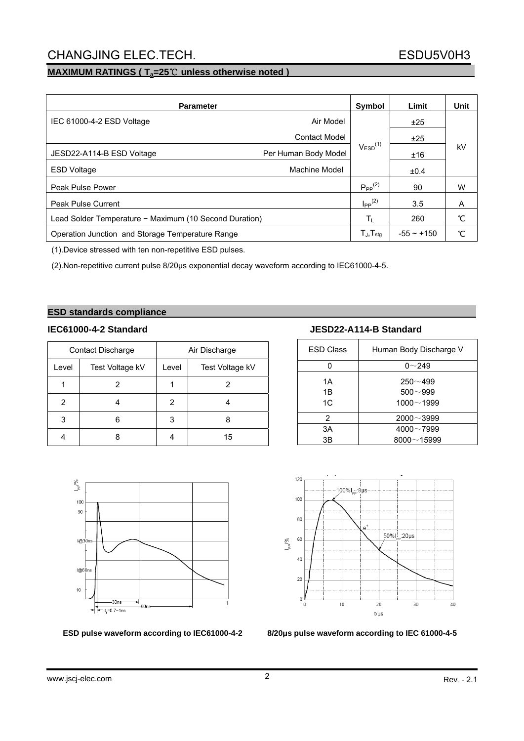## MAXIMUM RATINGS ( $T_a$=25℃ unless otherwise noted )

| Parameter | | Symbol | Limit | Unit |
|---|---|---|---|---|
| IEC 61000-4-2 ESD Voltage | Air Model | $V_{ESD}$(1) | ±25 | kV |
| | Contact Model | | ±25 | |
| JESD22-A114-B ESD Voltage | Per Human Body Model | | ±16 | |
| ESD Voltage | Machine Model | | ±0.4 | |
| Peak Pulse Power | | $P_{PP}$(2) | 90 | W |
| Peak Pulse Current | | $I_{PP}$(2) | 3.5 | A |
| Lead Solder Temperature − Maximum (10 Second Duration) | | $T_L$ | 260 | ℃ |
| Operation Junction and Storage Temperature Range | | $T_J$,$T_{stg}$ | -55 ~ +150 | ℃ |

(1).Device stressed with ten non-repetitive ESD pulses.

(2).Non-repetitive current pulse 8/20μs exponential decay waveform according to IEC61000-4-5.

## ESD standards compliance

### IEC61000-4-2 Standard

| Contact Discharge | | Air Discharge | |
|---|---|---|---|
| Level | Test Voltage kV | Level | Test Voltage kV |
| 1 | 2 | 1 | 2 |
| 2 | 4 | 2 | 4 |
| 3 | 6 | 3 | 8 |
| 4 | 8 | 4 | 15 |

### JESD22-A114-B Standard

| ESD Class | Human Body Discharge V |
|---|---|
| 0 | 0～249 |
| 1A | 250～499 |
| 1B | 500～999 |
| 1C | 1000～1999 |
| 2 | 2000～3999 |
| 3A | 4000～7999 |
| 3B | 8000～15999 |

ESD pulse waveform according to IEC61000-4-2

8/20μs pulse waveform according to IEC 61000-4-5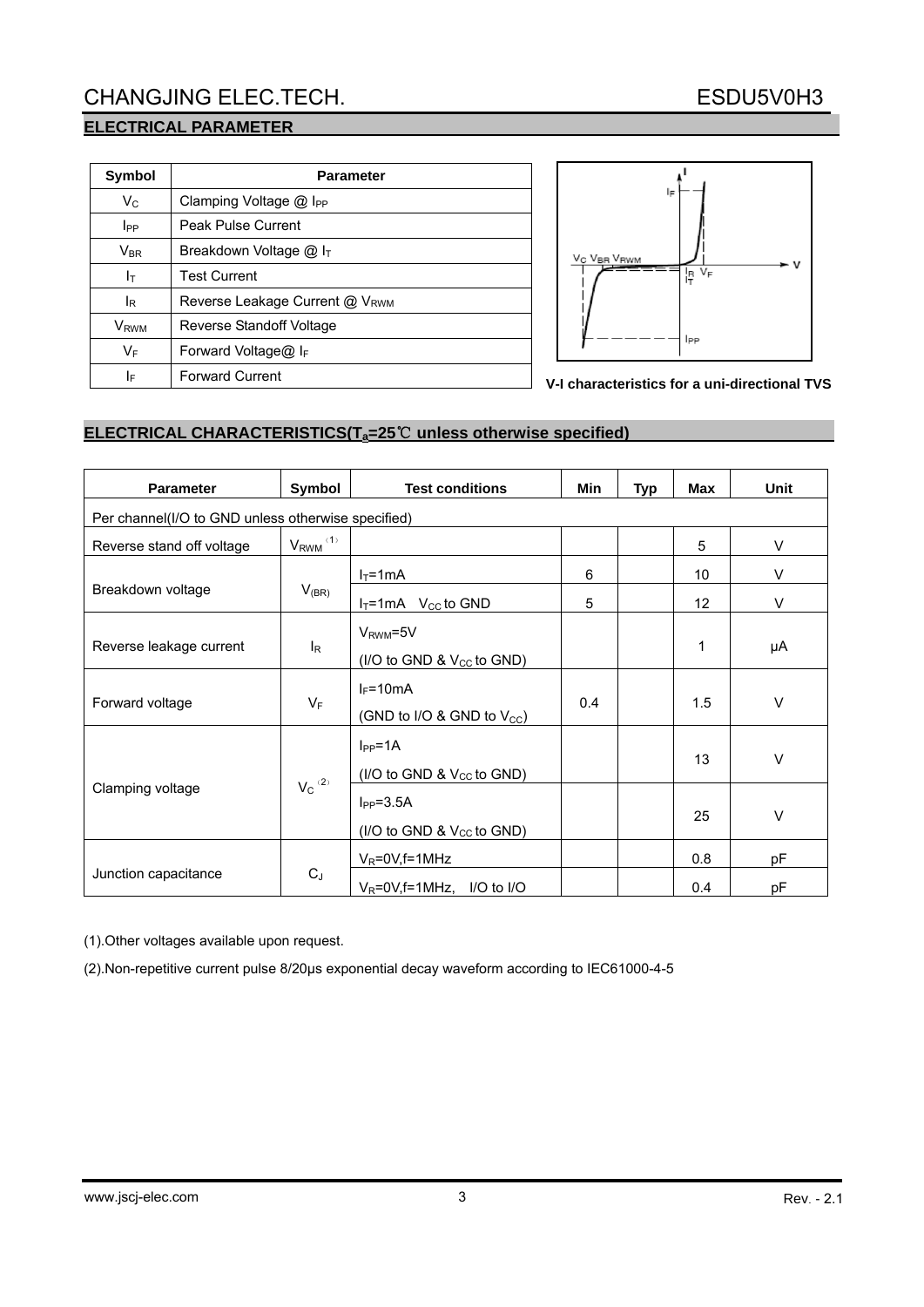## ELECTRICAL PARAMETER

| Symbol | Parameter |
|---|---|
| $V_C$ | Clamping Voltage @ $I_{PP}$ |
| $I_{PP}$ | Peak Pulse Current |
| $V_{BR}$ | Breakdown Voltage @ $I_T$ |
| $I_T$ | Test Current |
| $I_R$ | Reverse Leakage Current @ $V_{RWM}$ |
| $V_{RWM}$ | Reverse Standoff Voltage |
| $V_F$ | Forward Voltage@ $I_F$ |
| $I_F$ | Forward Current |

V-I characteristics for a uni-directional TVS

## ELECTRICAL CHARACTERISTICS($T_a$=25℃ unless otherwise specified)

| Parameter | Symbol | Test conditions | Min | Typ | Max | Unit |
|---|---|---|---|---|---|---|
| Per channel(I/O to GND unless otherwise specified) | | | | | | |
| Reverse stand off voltage | $V_{RWM}$ (1) | | | | 5 | V |
| Breakdown voltage | $V_{(BR)}$ | $I_T$=1mA | 6 | | 10 | V |
| | | $I_T$=1mA $V_{CC}$ to GND | 5 | | 12 | V |
| Reverse leakage current | $I_R$ | $V_{RWM}$=5V (I/O to GND & $V_{CC}$ to GND) | | | 1 | μA |
| Forward voltage | $V_F$ | $I_F$=10mA (GND to I/O & GND to $V_{CC}$) | 0.4 | | 1.5 | V |
| Clamping voltage | $V_C$ (2) | $I_{PP}$=1A (I/O to GND & $V_{CC}$ to GND) | | | 13 | V |
| | | $I_{PP}$=3.5A (I/O to GND & $V_{CC}$ to GND) | | | 25 | V |
| Junction capacitance | $C_J$ | $V_R$=0V,f=1MHz | | | 0.8 | pF |
| | | $V_R$=0V,f=1MHz, I/O to I/O | | | 0.4 | pF |

(1).Other voltages available upon request.

(2).Non-repetitive current pulse 8/20μs exponential decay waveform according to IEC61000-4-5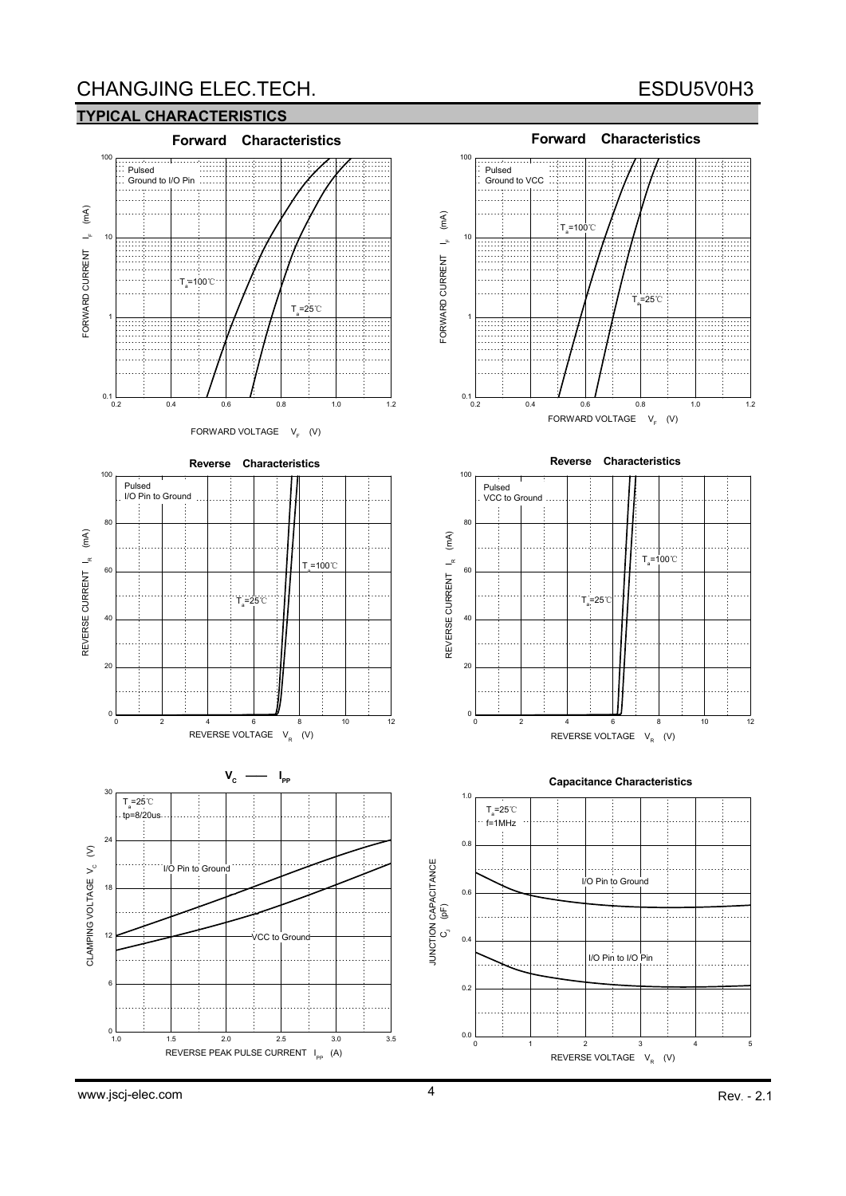## TYPICAL CHARACTERISTICS

**Forward Characteristics**

Pulsed
Ground to I/O Pin

$T_a$=100℃
$T_a$=25℃

FORWARD CURRENT $I_F$ (mA)
FORWARD VOLTAGE $V_F$ (V)

**Forward Characteristics**

Pulsed
Ground to VCC

$T_a$=100℃
$T_a$=25℃

FORWARD CURRENT $I_F$ (mA)
FORWARD VOLTAGE $V_F$ (V)

**Reverse Characteristics**

Pulsed
I/O Pin to Ground

$T_a$=100℃
$T_a$=25℃

REVERSE CURRENT $I_R$ (mA)
REVERSE VOLTAGE $V_R$ (V)

**Reverse Characteristics**

Pulsed
VCC to Ground

$T_a$=100℃
$T_a$=25℃

REVERSE CURRENT $I_R$ (mA)
REVERSE VOLTAGE $V_R$ (V)

**$V_C$ —— $I_{PP}$**

$T_a$=25℃
tp=8/20us

I/O Pin to Ground
VCC to Ground

CLAMPING VOLTAGE $V_C$ (V)
REVERSE PEAK PULSE CURRENT $I_{PP}$ (A)

**Capacitance Characteristics**

$T_a$=25℃
f=1MHz

I/O Pin to Ground
I/O Pin to I/O Pin

JUNCTION CAPACITANCE $C_J$ (pF)
REVERSE VOLTAGE $V_R$ (V)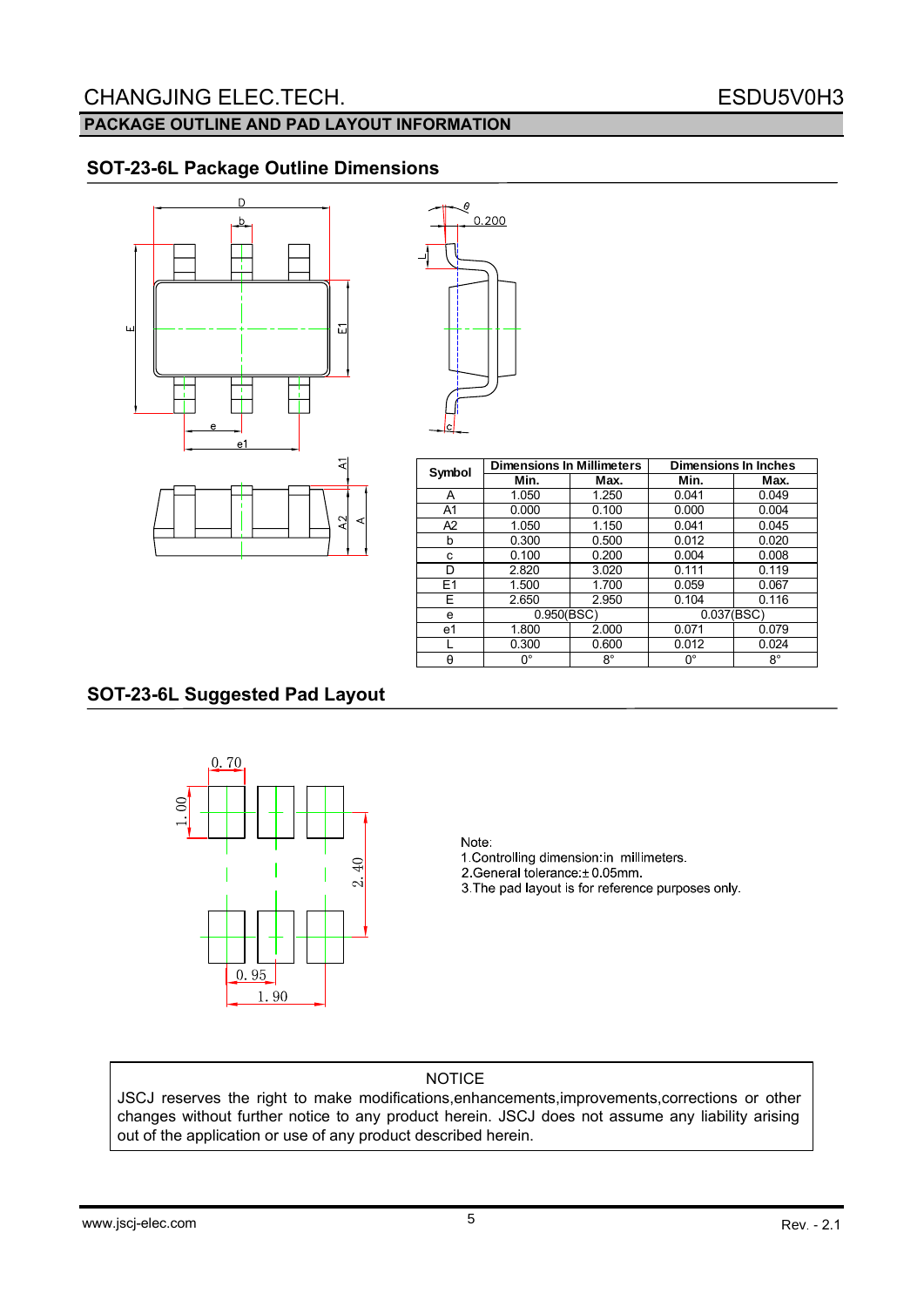## PACKAGE OUTLINE AND PAD LAYOUT INFORMATION

### SOT-23-6L Package Outline Dimensions

| Symbol | Dimensions In Millimeters | | Dimensions In Inches | |
|---|---|---|---|---|
| | Min. | Max. | Min. | Max. |
| A | 1.050 | 1.250 | 0.041 | 0.049 |
| A1 | 0.000 | 0.100 | 0.000 | 0.004 |
| A2 | 1.050 | 1.150 | 0.041 | 0.045 |
| b | 0.300 | 0.500 | 0.012 | 0.020 |
| c | 0.100 | 0.200 | 0.004 | 0.008 |
| D | 2.820 | 3.020 | 0.111 | 0.119 |
| E1 | 1.500 | 1.700 | 0.059 | 0.067 |
| E | 2.650 | 2.950 | 0.104 | 0.116 |
| e | 0.950(BSC) | | 0.037(BSC) | |
| e1 | 1.800 | 2.000 | 0.071 | 0.079 |
| L | 0.300 | 0.600 | 0.012 | 0.024 |
| θ | 0° | 8° | 0° | 8° |

### SOT-23-6L Suggested Pad Layout

Note:
1.Controlling dimension:in millimeters.
2.General tolerance:± 0.05mm.
3.The pad layout is for reference purposes only.

NOTICE

JSCJ reserves the right to make modifications,enhancements,improvements,corrections or other changes without further notice to any product herein. JSCJ does not assume any liability arising out of the application or use of any product described herein.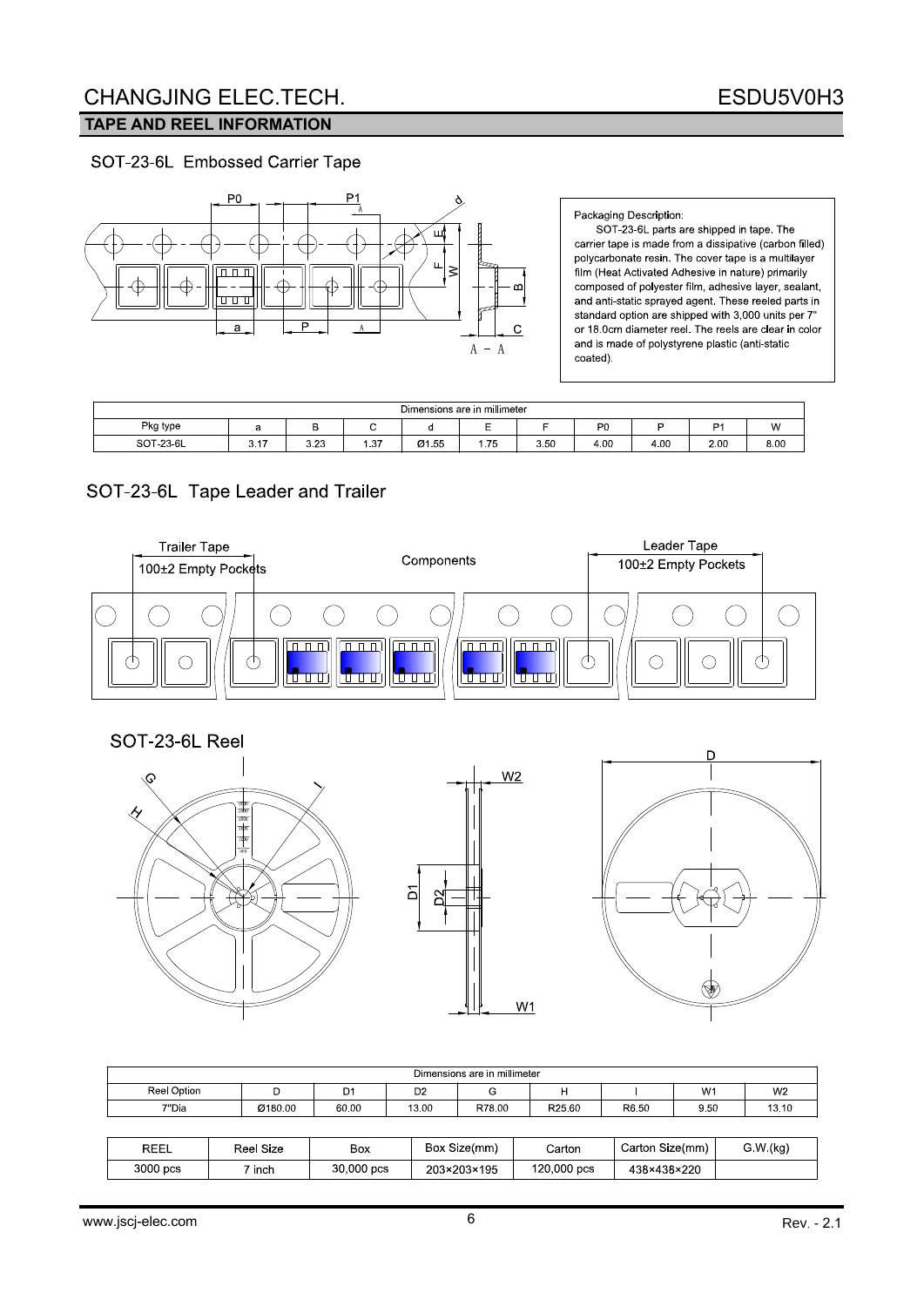## TAPE AND REEL INFORMATION

### SOT-23-6L Embossed Carrier Tape

Packaging Description:

SOT-23-6L parts are shipped in tape. The carrier tape is made from a dissipative (carbon filled) polycarbonate resin. The cover tape is a multilayer film (Heat Activated Adhesive in nature) primarily composed of polyester film, adhesive layer, sealant, and anti-static sprayed agent. These reeled parts in standard option are shipped with 3,000 units per 7" or 18.0cm diameter reel. The reels are clear in color and is made of polystyrene plastic (anti-static coated).

| Dimensions are in millimeter | | | | | | | | | | |
|---|---|---|---|---|---|---|---|---|---|---|
| Pkg type | a | B | C | d | E | F | P0 | P | P1 | W |
| SOT-23-6L | 3.17 | 3.23 | 1.37 | Ø1.55 | 1.75 | 3.50 | 4.00 | 4.00 | 2.00 | 8.00 |

### SOT-23-6L Tape Leader and Trailer

Trailer Tape
100±2 Empty Pockets

Components

Leader Tape
100±2 Empty Pockets

### SOT-23-6L Reel

| Dimensions are in millimeter | | | | | | | | |
|---|---|---|---|---|---|---|---|---|
| Reel Option | D | D1 | D2 | G | H | I | W1 | W2 |
| 7"Dia | Ø180.00 | 60.00 | 13.00 | R78.00 | R25.60 | R6.50 | 9.50 | 13.10 |

| REEL | Reel Size | Box | Box Size(mm) | Carton | Carton Size(mm) | G.W.(kg) |
|---|---|---|---|---|---|---|
| 3000 pcs | 7 inch | 30,000 pcs | 203×203×195 | 120,000 pcs | 438×438×220 | |